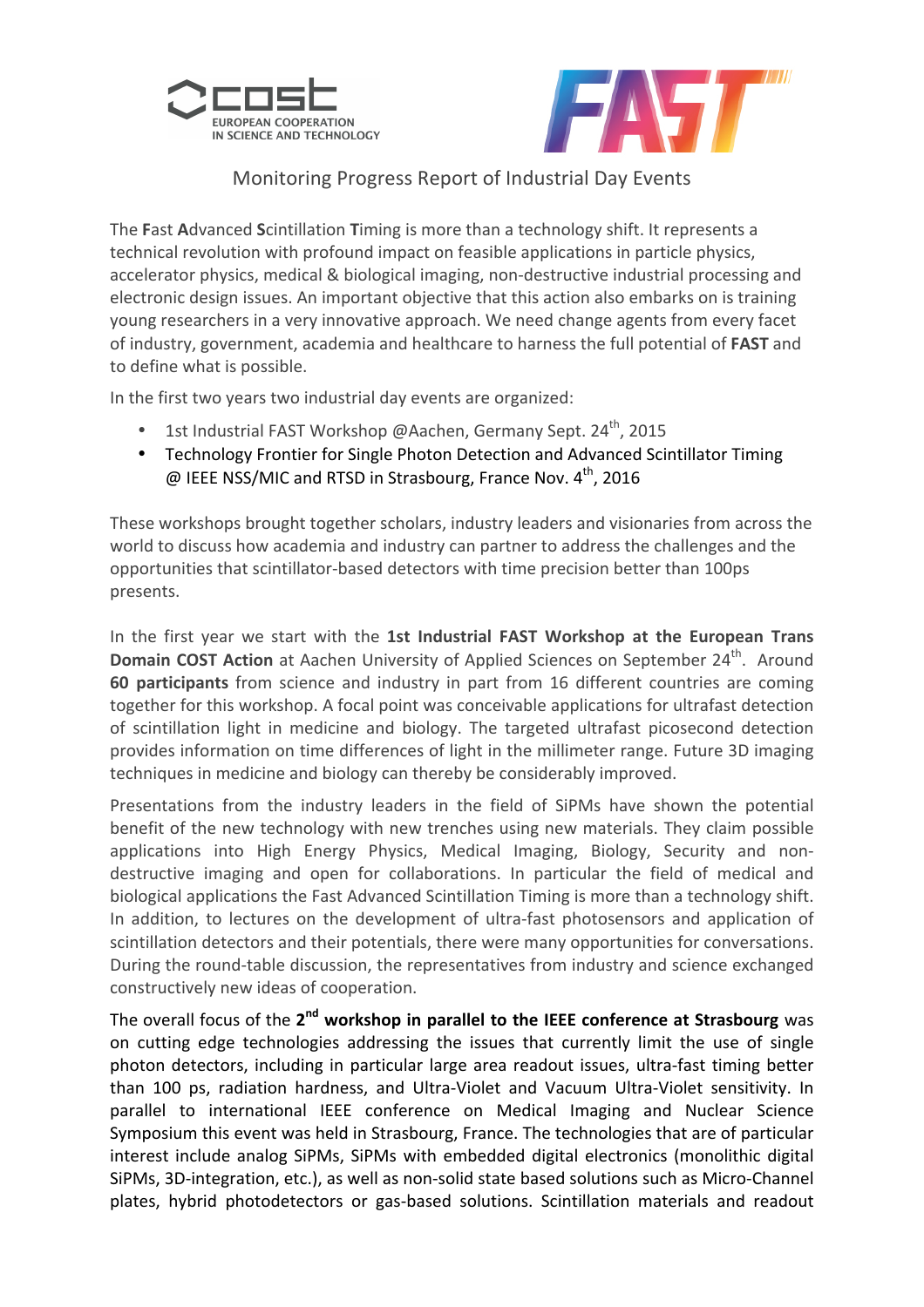# Monitoring Progress Report of Industrial Day Events

The **F**ast **A**dvanced **S**cintillation **T**iming is more than a technology shift. It represents a technical revolution with profound impact on feasible applications in particle physics, accelerator physics, medical & biological imaging, non-destructive industrial processing and electronic design issues. An important objective that this action also embarks on is training young researchers in a very innovative approach. We need change agents from every facet of industry, government, academia and healthcare to harness the full potential of **FAST** and to define what is possible.

In the first two years two industrial day events are organized:

- 1st Industrial FAST Workshop @Aachen, Germany Sept. 24th, 2015
- Technology Frontier for Single Photon Detection and Advanced Scintillator Timing @ IEEE NSS/MIC and RTSD in Strasbourg, France Nov. 4th, 2016

These workshops brought together scholars, industry leaders and visionaries from across the world to discuss how academia and industry can partner to address the challenges and the opportunities that scintillator-based detectors with time precision better than 100ps presents.

In the first year we start with the **1st Industrial FAST Workshop at the European Trans Domain COST Action** at Aachen University of Applied Sciences on September 24th. Around **60 participants** from science and industry in part from 16 different countries are coming together for this workshop. A focal point was conceivable applications for ultrafast detection of scintillation light in medicine and biology. The targeted ultrafast picosecond detection provides information on time differences of light in the millimeter range. Future 3D imaging techniques in medicine and biology can thereby be considerably improved.

Presentations from the industry leaders in the field of SiPMs have shown the potential benefit of the new technology with new trenches using new materials. They claim possible applications into High Energy Physics, Medical Imaging, Biology, Security and non-destructive imaging and open for collaborations. In particular the field of medical and biological applications the Fast Advanced Scintillation Timing is more than a technology shift. In addition, to lectures on the development of ultra-fast photosensors and application of scintillation detectors and their potentials, there were many opportunities for conversations. During the round-table discussion, the representatives from industry and science exchanged constructively new ideas of cooperation.

The overall focus of the **2nd workshop in parallel to the IEEE conference at Strasbourg** was on cutting edge technologies addressing the issues that currently limit the use of single photon detectors, including in particular large area readout issues, ultra-fast timing better than 100 ps, radiation hardness, and Ultra-Violet and Vacuum Ultra-Violet sensitivity. In parallel to international IEEE conference on Medical Imaging and Nuclear Science Symposium this event was held in Strasbourg, France. The technologies that are of particular interest include analog SiPMs, SiPMs with embedded digital electronics (monolithic digital SiPMs, 3D-integration, etc.), as well as non-solid state based solutions such as Micro-Channel plates, hybrid photodetectors or gas-based solutions. Scintillation materials and readout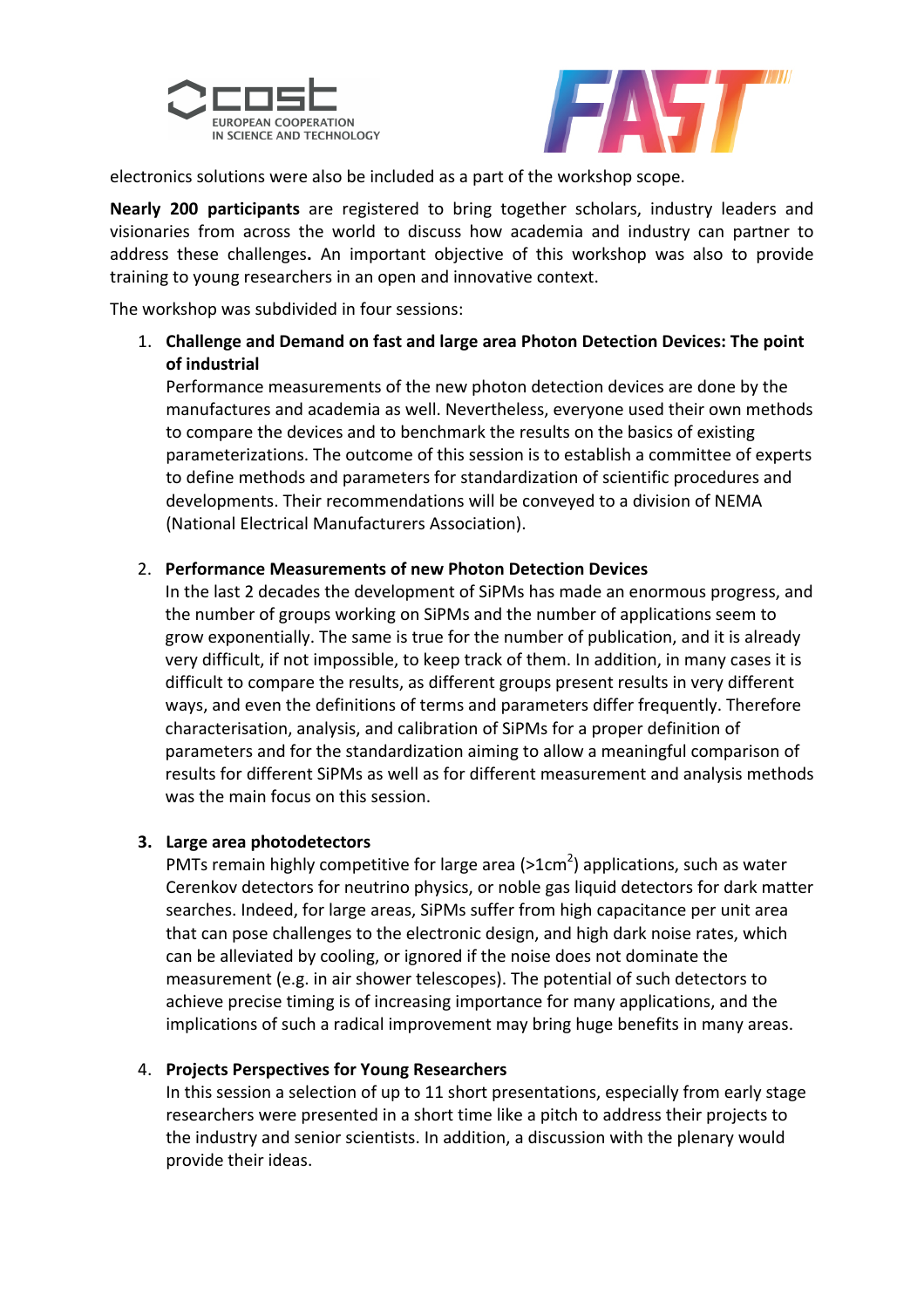electronics solutions were also be included as a part of the workshop scope.

**Nearly 200 participants** are registered to bring together scholars, industry leaders and visionaries from across the world to discuss how academia and industry can partner to address these challenges**.** An important objective of this workshop was also to provide training to young researchers in an open and innovative context.

The workshop was subdivided in four sessions:

1. **Challenge and Demand on fast and large area Photon Detection Devices: The point of industrial**
   Performance measurements of the new photon detection devices are done by the manufactures and academia as well. Nevertheless, everyone used their own methods to compare the devices and to benchmark the results on the basics of existing parameterizations. The outcome of this session is to establish a committee of experts to define methods and parameters for standardization of scientific procedures and developments. Their recommendations will be conveyed to a division of NEMA (National Electrical Manufacturers Association).

2. **Performance Measurements of new Photon Detection Devices**
   In the last 2 decades the development of SiPMs has made an enormous progress, and the number of groups working on SiPMs and the number of applications seem to grow exponentially. The same is true for the number of publication, and it is already very difficult, if not impossible, to keep track of them. In addition, in many cases it is difficult to compare the results, as different groups present results in very different ways, and even the definitions of terms and parameters differ frequently. Therefore characterisation, analysis, and calibration of SiPMs for a proper definition of parameters and for the standardization aiming to allow a meaningful comparison of results for different SiPMs as well as for different measurement and analysis methods was the main focus on this session.

3. **Large area photodetectors**
   PMTs remain highly competitive for large area (>1cm$^2$) applications, such as water Cerenkov detectors for neutrino physics, or noble gas liquid detectors for dark matter searches. Indeed, for large areas, SiPMs suffer from high capacitance per unit area that can pose challenges to the electronic design, and high dark noise rates, which can be alleviated by cooling, or ignored if the noise does not dominate the measurement (e.g. in air shower telescopes). The potential of such detectors to achieve precise timing is of increasing importance for many applications, and the implications of such a radical improvement may bring huge benefits in many areas.

4. **Projects Perspectives for Young Researchers**
   In this session a selection of up to 11 short presentations, especially from early stage researchers were presented in a short time like a pitch to address their projects to the industry and senior scientists. In addition, a discussion with the plenary would provide their ideas.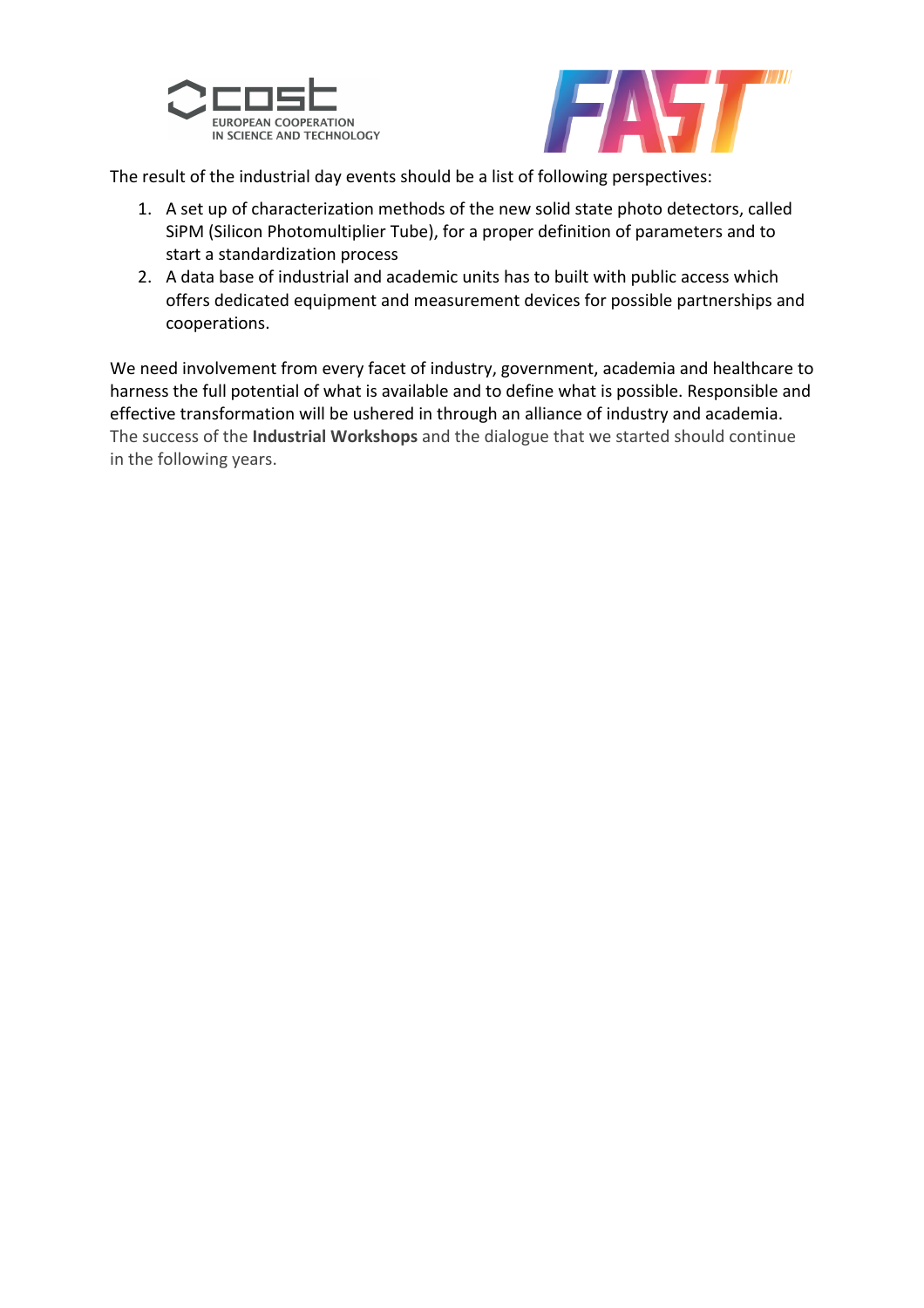The result of the industrial day events should be a list of following perspectives:

1. A set up of characterization methods of the new solid state photo detectors, called SiPM (Silicon Photomultiplier Tube), for a proper definition of parameters and to start a standardization process
2. A data base of industrial and academic units has to built with public access which offers dedicated equipment and measurement devices for possible partnerships and cooperations.

We need involvement from every facet of industry, government, academia and healthcare to harness the full potential of what is available and to define what is possible. Responsible and effective transformation will be ushered in through an alliance of industry and academia. The success of the **Industrial Workshops** and the dialogue that we started should continue in the following years.